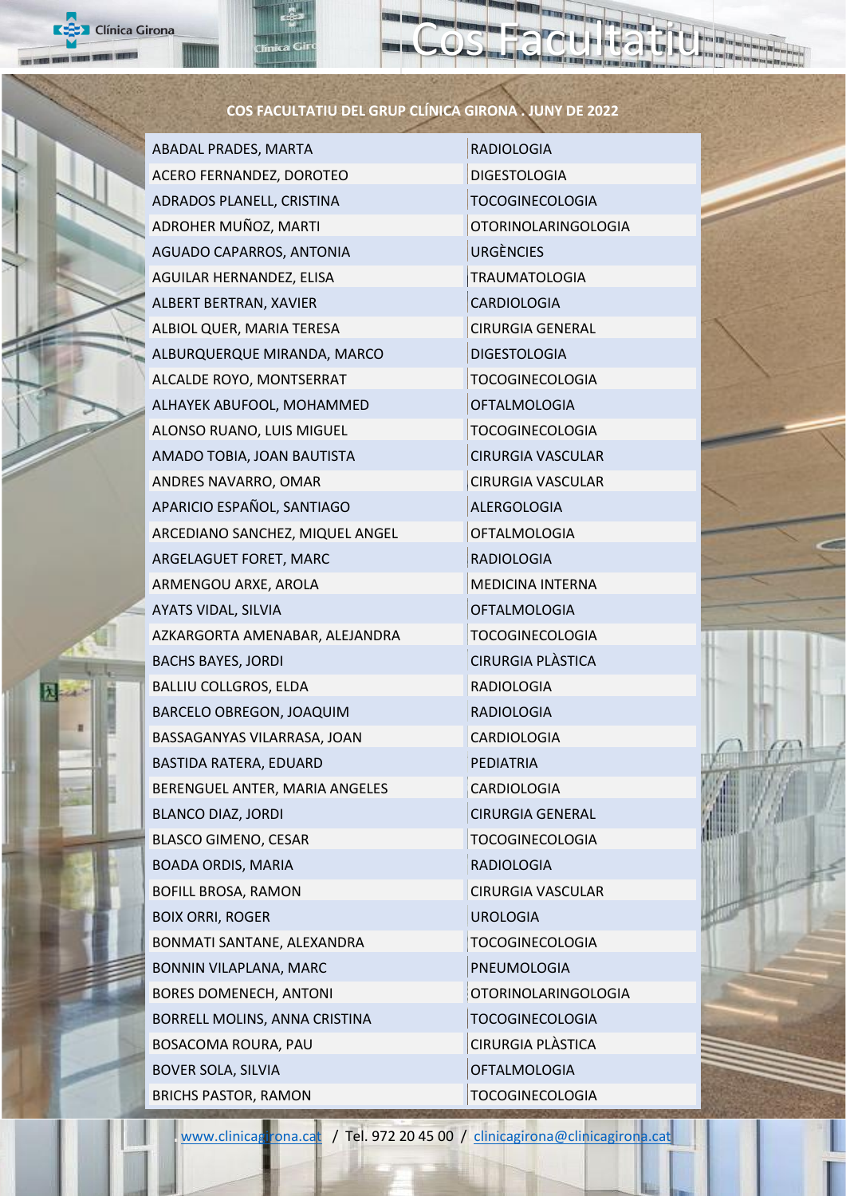# Cos Facultatiu

## COS FACULTATIU DEL GRUP CLÍNICA GIRONA . JUNY DE 2022

| | |
|---|---|
| ABADAL PRADES, MARTA | RADIOLOGIA |
| ACERO FERNANDEZ, DOROTEO | DIGESTOLOGIA |
| ADRADOS PLANELL, CRISTINA | TOCOGINECOLOGIA |
| ADROHER MUÑOZ, MARTI | OTORINOLARINGOLOGIA |
| AGUADO CAPARROS, ANTONIA | URGÈNCIES |
| AGUILAR HERNANDEZ, ELISA | TRAUMATOLOGIA |
| ALBERT BERTRAN, XAVIER | CARDIOLOGIA |
| ALBIOL QUER, MARIA TERESA | CIRURGIA GENERAL |
| ALBURQUERQUE MIRANDA, MARCO | DIGESTOLOGIA |
| ALCALDE ROYO, MONTSERRAT | TOCOGINECOLOGIA |
| ALHAYEK ABUFOOL, MOHAMMED | OFTALMOLOGIA |
| ALONSO RUANO, LUIS MIGUEL | TOCOGINECOLOGIA |
| AMADO TOBIA, JOAN BAUTISTA | CIRURGIA VASCULAR |
| ANDRES NAVARRO, OMAR | CIRURGIA VASCULAR |
| APARICIO ESPAÑOL, SANTIAGO | ALERGOLOGIA |
| ARCEDIANO SANCHEZ, MIQUEL ANGEL | OFTALMOLOGIA |
| ARGELAGUET FORET, MARC | RADIOLOGIA |
| ARMENGOU ARXE, AROLA | MEDICINA INTERNA |
| AYATS VIDAL, SILVIA | OFTALMOLOGIA |
| AZKARGORTA AMENABAR, ALEJANDRA | TOCOGINECOLOGIA |
| BACHS BAYES, JORDI | CIRURGIA PLÀSTICA |
| BALLIU COLLGROS, ELDA | RADIOLOGIA |
| BARCELO OBREGON, JOAQUIM | RADIOLOGIA |
| BASSAGANYAS VILARRASA, JOAN | CARDIOLOGIA |
| BASTIDA RATERA, EDUARD | PEDIATRIA |
| BERENGUEL ANTER, MARIA ANGELES | CARDIOLOGIA |
| BLANCO DIAZ, JORDI | CIRURGIA GENERAL |
| BLASCO GIMENO, CESAR | TOCOGINECOLOGIA |
| BOADA ORDIS, MARIA | RADIOLOGIA |
| BOFILL BROSA, RAMON | CIRURGIA VASCULAR |
| BOIX ORRI, ROGER | UROLOGIA |
| BONMATI SANTANE, ALEXANDRA | TOCOGINECOLOGIA |
| BONNIN VILAPLANA, MARC | PNEUMOLOGIA |
| BORES DOMENECH, ANTONI | OTORINOLARINGOLOGIA |
| BORRELL MOLINS, ANNA CRISTINA | TOCOGINECOLOGIA |
| BOSACOMA ROURA, PAU | CIRURGIA PLÀSTICA |
| BOVER SOLA, SILVIA | OFTALMOLOGIA |
| BRICHS PASTOR, RAMON | TOCOGINECOLOGIA |

www.clinicagirona.cat / Tel. 972 20 45 00 / clinicagirona@clinicagirona.cat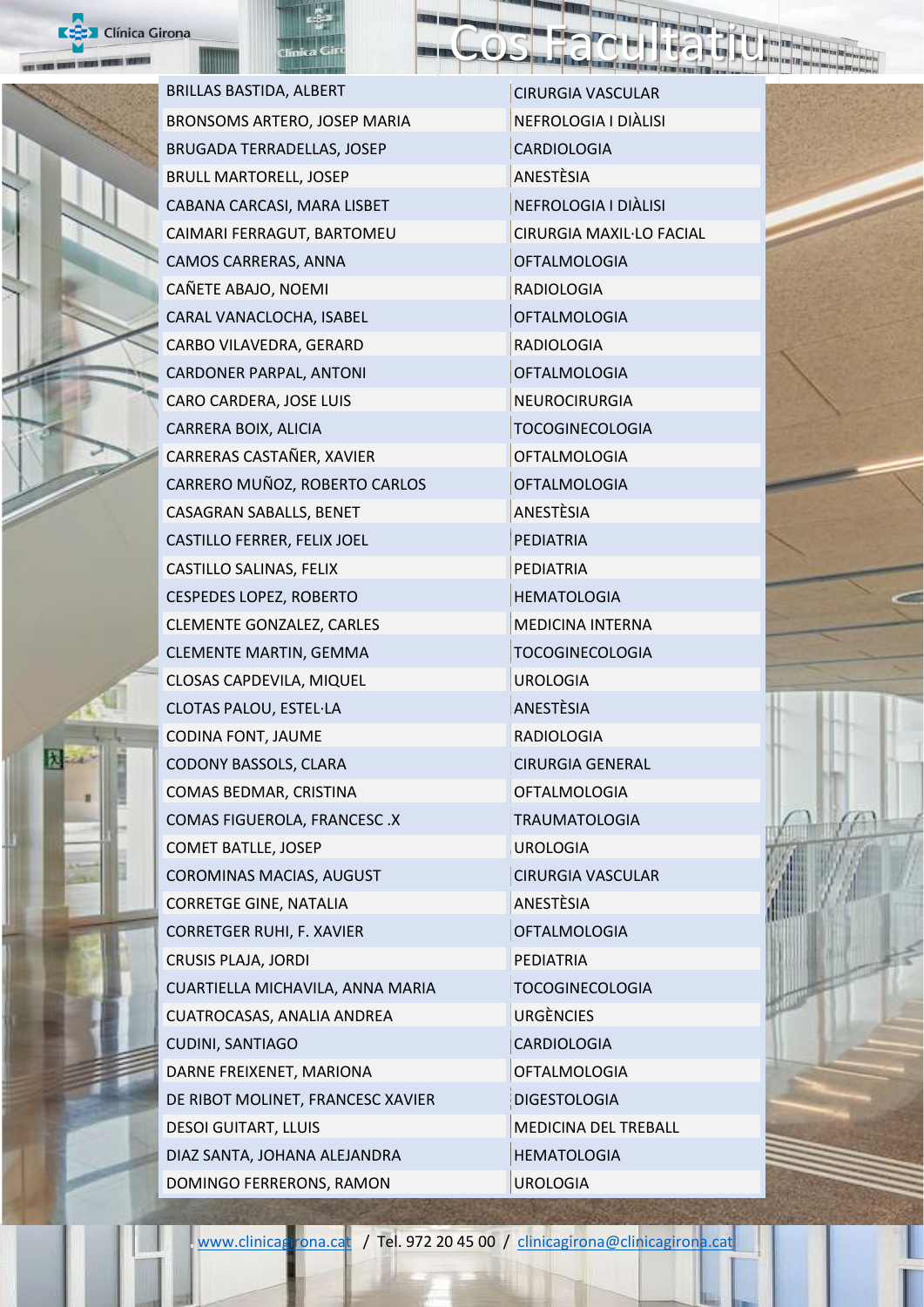# Cos Facultatiu

| | |
|---|---|
| BRILLAS BASTIDA, ALBERT | CIRURGIA VASCULAR |
| BRONSOMS ARTERO, JOSEP MARIA | NEFROLOGIA I DIÀLISI |
| BRUGADA TERRADELLAS, JOSEP | CARDIOLOGIA |
| BRULL MARTORELL, JOSEP | ANESTÈSIA |
| CABANA CARCASI, MARA LISBET | NEFROLOGIA I DIÀLISI |
| CAIMARI FERRAGUT, BARTOMEU | CIRURGIA MAXIL·LO FACIAL |
| CAMOS CARRERAS, ANNA | OFTALMOLOGIA |
| CAÑETE ABAJO, NOEMI | RADIOLOGIA |
| CARAL VANACLOCHA, ISABEL | OFTALMOLOGIA |
| CARBO VILAVEDRA, GERARD | RADIOLOGIA |
| CARDONER PARPAL, ANTONI | OFTALMOLOGIA |
| CARO CARDERA, JOSE LUIS | NEUROCIRURGIA |
| CARRERA BOIX, ALICIA | TOCOGINECOLOGIA |
| CARRERAS CASTAÑER, XAVIER | OFTALMOLOGIA |
| CARRERO MUÑOZ, ROBERTO CARLOS | OFTALMOLOGIA |
| CASAGRAN SABALLS, BENET | ANESTÈSIA |
| CASTILLO FERRER, FELIX JOEL | PEDIATRIA |
| CASTILLO SALINAS, FELIX | PEDIATRIA |
| CESPEDES LOPEZ, ROBERTO | HEMATOLOGIA |
| CLEMENTE GONZALEZ, CARLES | MEDICINA INTERNA |
| CLEMENTE MARTIN, GEMMA | TOCOGINECOLOGIA |
| CLOSAS CAPDEVILA, MIQUEL | UROLOGIA |
| CLOTAS PALOU, ESTEL·LA | ANESTÈSIA |
| CODINA FONT, JAUME | RADIOLOGIA |
| CODONY BASSOLS, CLARA | CIRURGIA GENERAL |
| COMAS BEDMAR, CRISTINA | OFTALMOLOGIA |
| COMAS FIGUEROLA, FRANCESC .X | TRAUMATOLOGIA |
| COMET BATLLE, JOSEP | UROLOGIA |
| COROMINAS MACIAS, AUGUST | CIRURGIA VASCULAR |
| CORRETGE GINE, NATALIA | ANESTÈSIA |
| CORRETGER RUHI, F. XAVIER | OFTALMOLOGIA |
| CRUSIS PLAJA, JORDI | PEDIATRIA |
| CUARTIELLA MICHAVILA, ANNA MARIA | TOCOGINECOLOGIA |
| CUATROCASAS, ANALIA ANDREA | URGÈNCIES |
| CUDINI, SANTIAGO | CARDIOLOGIA |
| DARNE FREIXENET, MARIONA | OFTALMOLOGIA |
| DE RIBOT MOLINET, FRANCESC XAVIER | DIGESTOLOGIA |
| DESOI GUITART, LLUIS | MEDICINA DEL TREBALL |
| DIAZ SANTA, JOHANA ALEJANDRA | HEMATOLOGIA |
| DOMINGO FERRERONS, RAMON | UROLOGIA |

www.clinicagirona.cat / Tel. 972 20 45 00 / clinicagirona@clinicagirona.cat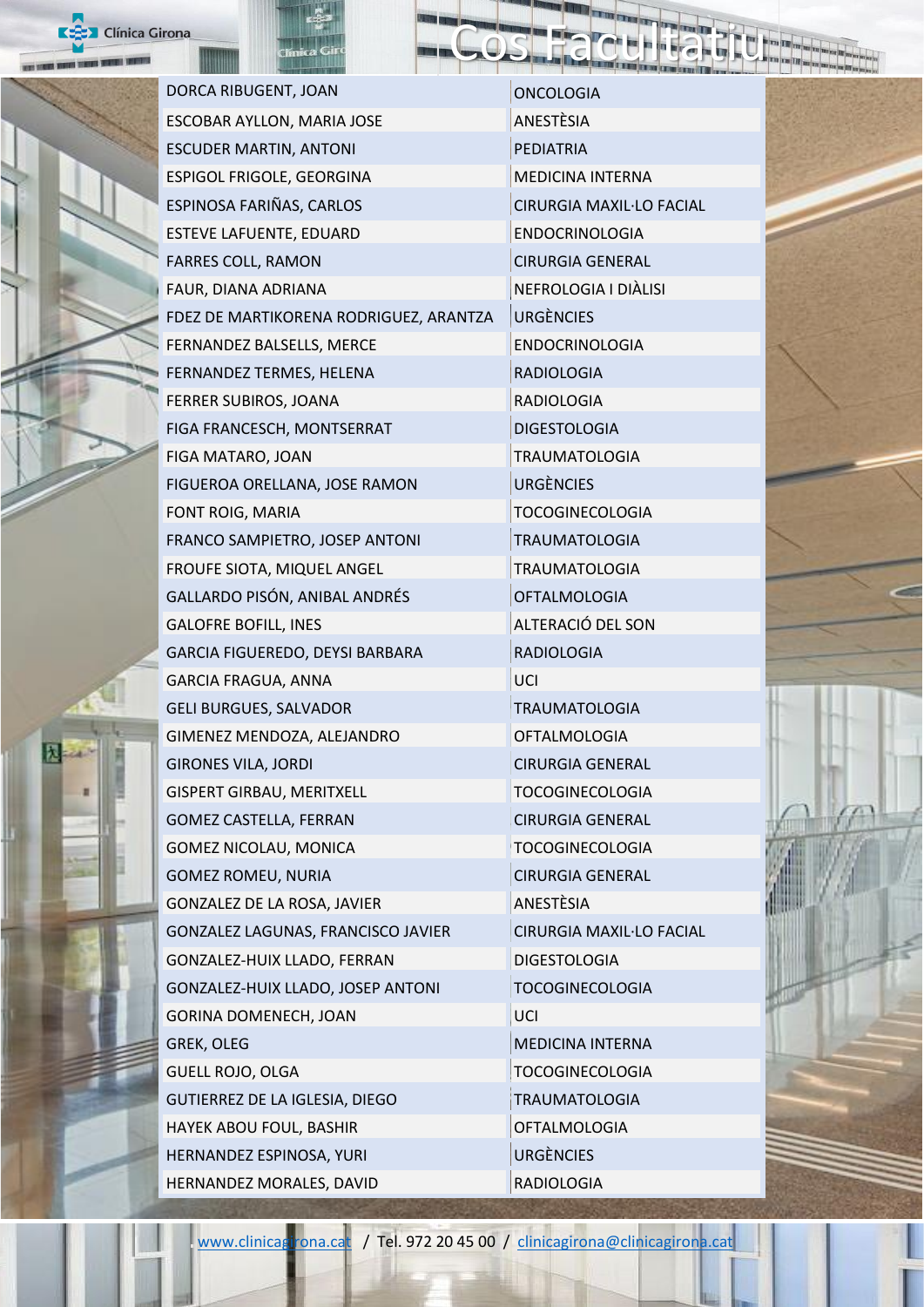| | |
|---|---|
| DORCA RIBUGENT, JOAN | ONCOLOGIA |
| ESCOBAR AYLLON, MARIA JOSE | ANESTÈSIA |
| ESCUDER MARTIN, ANTONI | PEDIATRIA |
| ESPIGOL FRIGOLE, GEORGINA | MEDICINA INTERNA |
| ESPINOSA FARIÑAS, CARLOS | CIRURGIA MAXIL·LO FACIAL |
| ESTEVE LAFUENTE, EDUARD | ENDOCRINOLOGIA |
| FARRES COLL, RAMON | CIRURGIA GENERAL |
| FAUR, DIANA ADRIANA | NEFROLOGIA I DIÀLISI |
| FDEZ DE MARTIKORENA RODRIGUEZ, ARANTZA | URGÈNCIES |
| FERNANDEZ BALSELLS, MERCE | ENDOCRINOLOGIA |
| FERNANDEZ TERMES, HELENA | RADIOLOGIA |
| FERRER SUBIROS, JOANA | RADIOLOGIA |
| FIGA FRANCESCH, MONTSERRAT | DIGESTOLOGIA |
| FIGA MATARO, JOAN | TRAUMATOLOGIA |
| FIGUEROA ORELLANA, JOSE RAMON | URGÈNCIES |
| FONT ROIG, MARIA | TOCOGINECOLOGIA |
| FRANCO SAMPIETRO, JOSEP ANTONI | TRAUMATOLOGIA |
| FROUFE SIOTA, MIQUEL ANGEL | TRAUMATOLOGIA |
| GALLARDO PISÓN, ANIBAL ANDRÉS | OFTALMOLOGIA |
| GALOFRE BOFILL, INES | ALTERACIÓ DEL SON |
| GARCIA FIGUEREDO, DEYSI BARBARA | RADIOLOGIA |
| GARCIA FRAGUA, ANNA | UCI |
| GELI BURGUES, SALVADOR | TRAUMATOLOGIA |
| GIMENEZ MENDOZA, ALEJANDRO | OFTALMOLOGIA |
| GIRONES VILA, JORDI | CIRURGIA GENERAL |
| GISPERT GIRBAU, MERITXELL | TOCOGINECOLOGIA |
| GOMEZ CASTELLA, FERRAN | CIRURGIA GENERAL |
| GOMEZ NICOLAU, MONICA | TOCOGINECOLOGIA |
| GOMEZ ROMEU, NURIA | CIRURGIA GENERAL |
| GONZALEZ DE LA ROSA, JAVIER | ANESTÈSIA |
| GONZALEZ LAGUNAS, FRANCISCO JAVIER | CIRURGIA MAXIL·LO FACIAL |
| GONZALEZ-HUIX LLADO, FERRAN | DIGESTOLOGIA |
| GONZALEZ-HUIX LLADO, JOSEP ANTONI | TOCOGINECOLOGIA |
| GORINA DOMENECH, JOAN | UCI |
| GREK, OLEG | MEDICINA INTERNA |
| GUELL ROJO, OLGA | TOCOGINECOLOGIA |
| GUTIERREZ DE LA IGLESIA, DIEGO | TRAUMATOLOGIA |
| HAYEK ABOU FOUL, BASHIR | OFTALMOLOGIA |
| HERNANDEZ ESPINOSA, YURI | URGÈNCIES |
| HERNANDEZ MORALES, DAVID | RADIOLOGIA |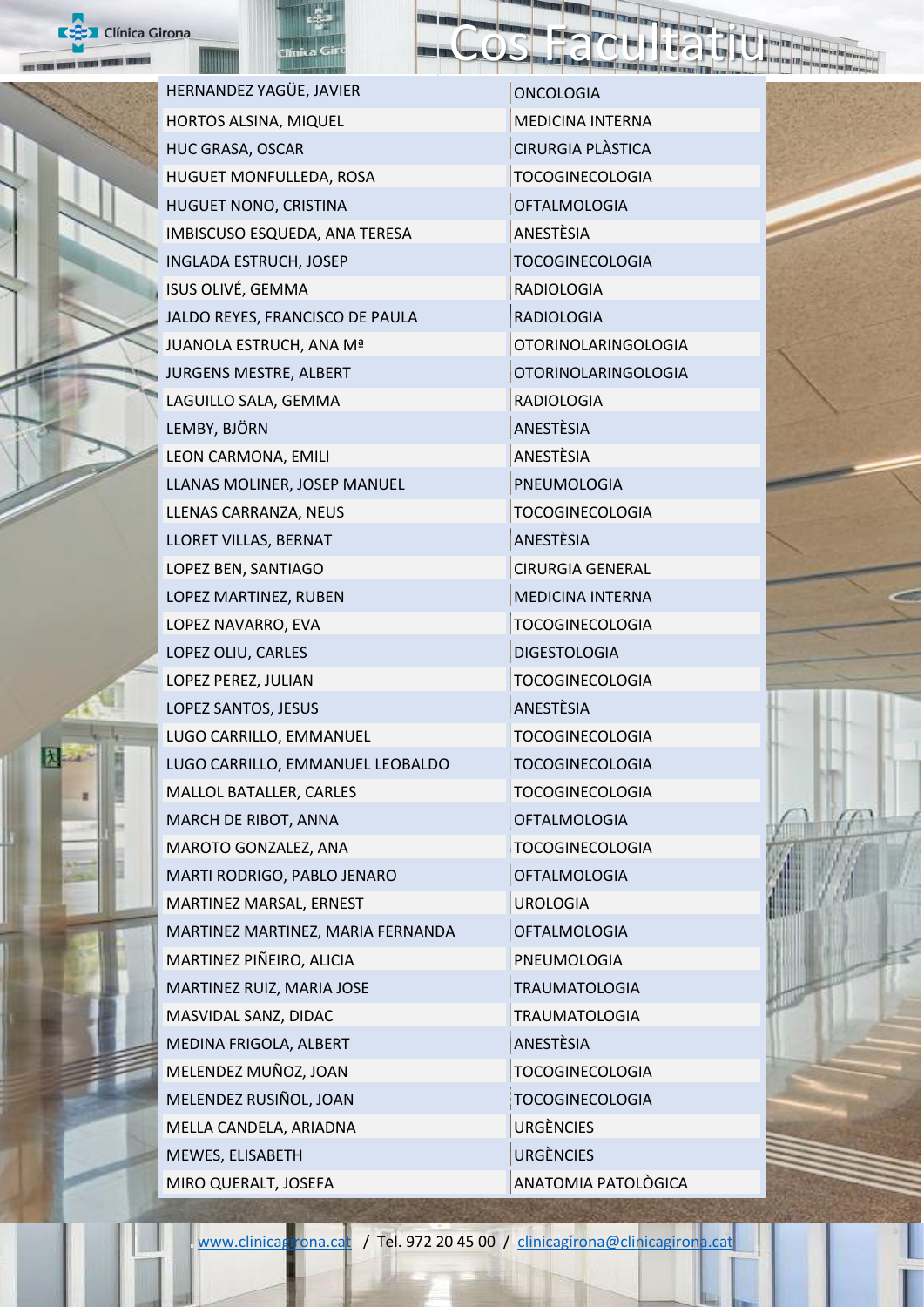# Cos Facultatiu

| | |
|---|---|
| HERNANDEZ YAGÜE, JAVIER | ONCOLOGIA |
| HORTOS ALSINA, MIQUEL | MEDICINA INTERNA |
| HUC GRASA, OSCAR | CIRURGIA PLÀSTICA |
| HUGUET MONFULLEDA, ROSA | TOCOGINECOLOGIA |
| HUGUET NONO, CRISTINA | OFTALMOLOGIA |
| IMBISCUSO ESQUEDA, ANA TERESA | ANESTÈSIA |
| INGLADA ESTRUCH, JOSEP | TOCOGINECOLOGIA |
| ISUS OLIVÉ, GEMMA | RADIOLOGIA |
| JALDO REYES, FRANCISCO DE PAULA | RADIOLOGIA |
| JUANOLA ESTRUCH, ANA Mª | OTORINOLARINGOLOGIA |
| JURGENS MESTRE, ALBERT | OTORINOLARINGOLOGIA |
| LAGUILLO SALA, GEMMA | RADIOLOGIA |
| LEMBY, BJÖRN | ANESTÈSIA |
| LEON CARMONA, EMILI | ANESTÈSIA |
| LLANAS MOLINER, JOSEP MANUEL | PNEUMOLOGIA |
| LLENAS CARRANZA, NEUS | TOCOGINECOLOGIA |
| LLORET VILLAS, BERNAT | ANESTÈSIA |
| LOPEZ BEN, SANTIAGO | CIRURGIA GENERAL |
| LOPEZ MARTINEZ, RUBEN | MEDICINA INTERNA |
| LOPEZ NAVARRO, EVA | TOCOGINECOLOGIA |
| LOPEZ OLIU, CARLES | DIGESTOLOGIA |
| LOPEZ PEREZ, JULIAN | TOCOGINECOLOGIA |
| LOPEZ SANTOS, JESUS | ANESTÈSIA |
| LUGO CARRILLO, EMMANUEL | TOCOGINECOLOGIA |
| LUGO CARRILLO, EMMANUEL LEOBALDO | TOCOGINECOLOGIA |
| MALLOL BATALLER, CARLES | TOCOGINECOLOGIA |
| MARCH DE RIBOT, ANNA | OFTALMOLOGIA |
| MAROTO GONZALEZ, ANA | TOCOGINECOLOGIA |
| MARTI RODRIGO, PABLO JENARO | OFTALMOLOGIA |
| MARTINEZ MARSAL, ERNEST | UROLOGIA |
| MARTINEZ MARTINEZ, MARIA FERNANDA | OFTALMOLOGIA |
| MARTINEZ PIÑEIRO, ALICIA | PNEUMOLOGIA |
| MARTINEZ RUIZ, MARIA JOSE | TRAUMATOLOGIA |
| MASVIDAL SANZ, DIDAC | TRAUMATOLOGIA |
| MEDINA FRIGOLA, ALBERT | ANESTÈSIA |
| MELENDEZ MUÑOZ, JOAN | TOCOGINECOLOGIA |
| MELENDEZ RUSIÑOL, JOAN | TOCOGINECOLOGIA |
| MELLA CANDELA, ARIADNA | URGÈNCIES |
| MEWES, ELISABETH | URGÈNCIES |
| MIRO QUERALT, JOSEFA | ANATOMIA PATOLÒGICA |

www.clinicagirona.cat / Tel. 972 20 45 00 / clinicagirona@clinicagirona.cat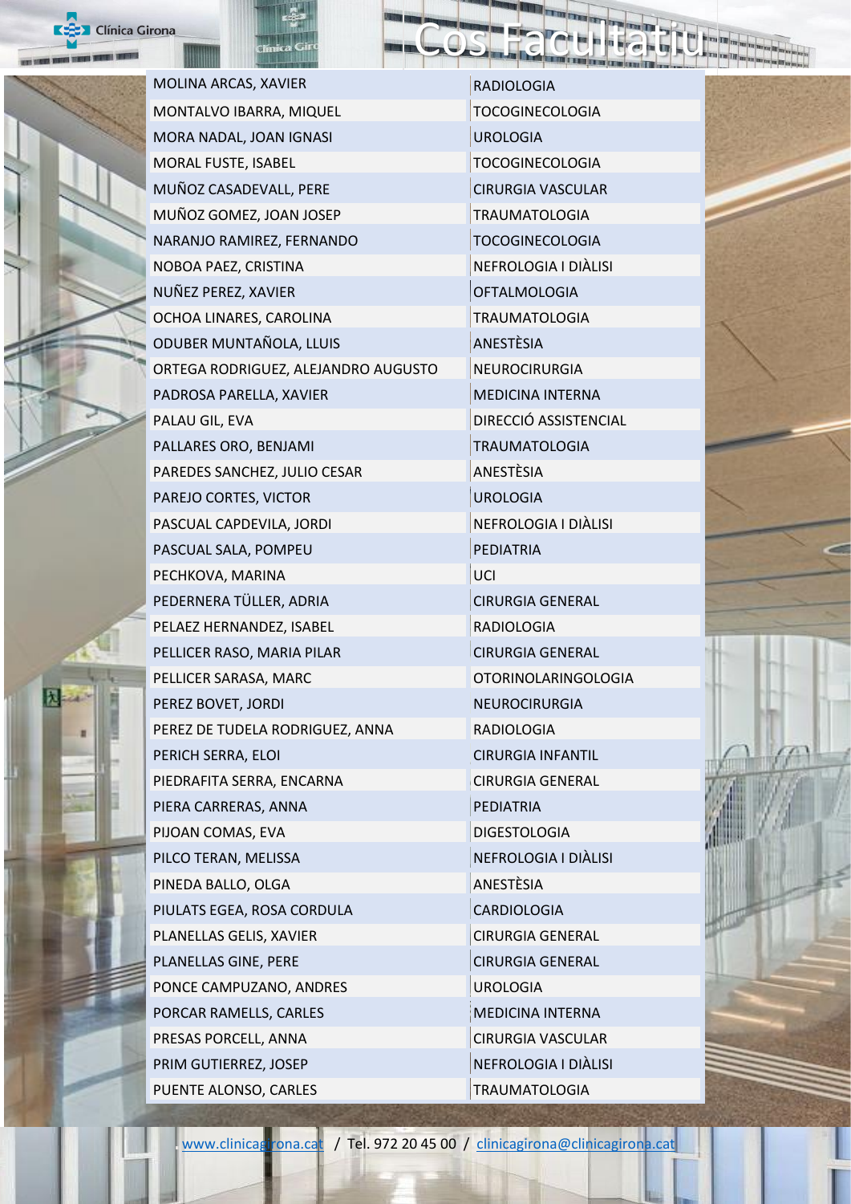# Cos Facultatiu

| | |
|---|---|
| MOLINA ARCAS, XAVIER | RADIOLOGIA |
| MONTALVO IBARRA, MIQUEL | TOCOGINECOLOGIA |
| MORA NADAL, JOAN IGNASI | UROLOGIA |
| MORAL FUSTE, ISABEL | TOCOGINECOLOGIA |
| MUÑOZ CASADEVALL, PERE | CIRURGIA VASCULAR |
| MUÑOZ GOMEZ, JOAN JOSEP | TRAUMATOLOGIA |
| NARANJO RAMIREZ, FERNANDO | TOCOGINECOLOGIA |
| NOBOA PAEZ, CRISTINA | NEFROLOGIA I DIÀLISI |
| NUÑEZ PEREZ, XAVIER | OFTALMOLOGIA |
| OCHOA LINARES, CAROLINA | TRAUMATOLOGIA |
| ODUBER MUNTAÑOLA, LLUIS | ANESTÈSIA |
| ORTEGA RODRIGUEZ, ALEJANDRO AUGUSTO | NEUROCIRURGIA |
| PADROSA PARELLA, XAVIER | MEDICINA INTERNA |
| PALAU GIL, EVA | DIRECCIÓ ASSISTENCIAL |
| PALLARES ORO, BENJAMI | TRAUMATOLOGIA |
| PAREDES SANCHEZ, JULIO CESAR | ANESTÈSIA |
| PAREJO CORTES, VICTOR | UROLOGIA |
| PASCUAL CAPDEVILA, JORDI | NEFROLOGIA I DIÀLISI |
| PASCUAL SALA, POMPEU | PEDIATRIA |
| PECHKOVA, MARINA | UCI |
| PEDERNERA TÜLLER, ADRIA | CIRURGIA GENERAL |
| PELAEZ HERNANDEZ, ISABEL | RADIOLOGIA |
| PELLICER RASO, MARIA PILAR | CIRURGIA GENERAL |
| PELLICER SARASA, MARC | OTORINOLARINGOLOGIA |
| PEREZ BOVET, JORDI | NEUROCIRURGIA |
| PEREZ DE TUDELA RODRIGUEZ, ANNA | RADIOLOGIA |
| PERICH SERRA, ELOI | CIRURGIA INFANTIL |
| PIEDRAFITA SERRA, ENCARNA | CIRURGIA GENERAL |
| PIERA CARRERAS, ANNA | PEDIATRIA |
| PIJOAN COMAS, EVA | DIGESTOLOGIA |
| PILCO TERAN, MELISSA | NEFROLOGIA I DIÀLISI |
| PINEDA BALLO, OLGA | ANESTÈSIA |
| PIULATS EGEA, ROSA CORDULA | CARDIOLOGIA |
| PLANELLAS GELIS, XAVIER | CIRURGIA GENERAL |
| PLANELLAS GINE, PERE | CIRURGIA GENERAL |
| PONCE CAMPUZANO, ANDRES | UROLOGIA |
| PORCAR RAMELLS, CARLES | MEDICINA INTERNA |
| PRESAS PORCELL, ANNA | CIRURGIA VASCULAR |
| PRIM GUTIERREZ, JOSEP | NEFROLOGIA I DIÀLISI |
| PUENTE ALONSO, CARLES | TRAUMATOLOGIA |

www.clinicagirona.cat / Tel. 972 20 45 00 / clinicagirona@clinicagirona.cat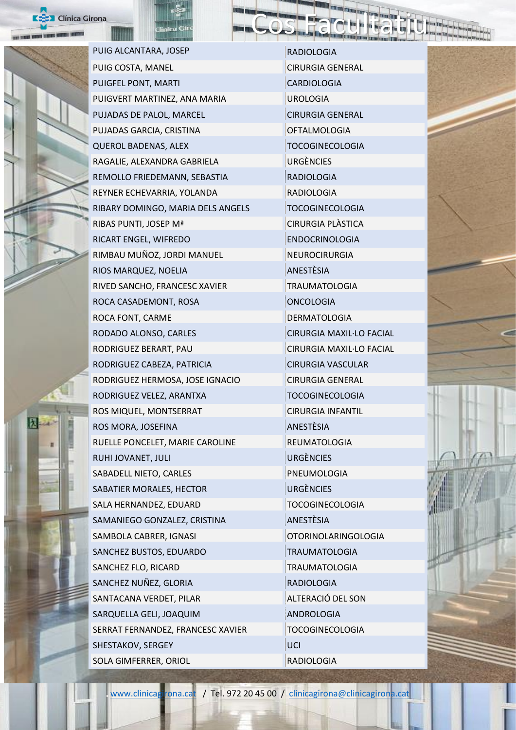# Cos Facultatiu

| | |
|---|---|
| PUIG ALCANTARA, JOSEP | RADIOLOGIA |
| PUIG COSTA, MANEL | CIRURGIA GENERAL |
| PUIGFEL PONT, MARTI | CARDIOLOGIA |
| PUIGVERT MARTINEZ, ANA MARIA | UROLOGIA |
| PUJADAS DE PALOL, MARCEL | CIRURGIA GENERAL |
| PUJADAS GARCIA, CRISTINA | OFTALMOLOGIA |
| QUEROL BADENAS, ALEX | TOCOGINECOLOGIA |
| RAGALIE, ALEXANDRA GABRIELA | URGÈNCIES |
| REMOLLO FRIEDEMANN, SEBASTIA | RADIOLOGIA |
| REYNER ECHEVARRIA, YOLANDA | RADIOLOGIA |
| RIBARY DOMINGO, MARIA DELS ANGELS | TOCOGINECOLOGIA |
| RIBAS PUNTI, JOSEP Mª | CIRURGIA PLÀSTICA |
| RICART ENGEL, WIFREDO | ENDOCRINOLOGIA |
| RIMBAU MUÑOZ, JORDI MANUEL | NEUROCIRURGIA |
| RIOS MARQUEZ, NOELIA | ANESTÈSIA |
| RIVED SANCHO, FRANCESC XAVIER | TRAUMATOLOGIA |
| ROCA CASADEMONT, ROSA | ONCOLOGIA |
| ROCA FONT, CARME | DERMATOLOGIA |
| RODADO ALONSO, CARLES | CIRURGIA MAXIL·LO FACIAL |
| RODRIGUEZ BERART, PAU | CIRURGIA MAXIL·LO FACIAL |
| RODRIGUEZ CABEZA, PATRICIA | CIRURGIA VASCULAR |
| RODRIGUEZ HERMOSA, JOSE IGNACIO | CIRURGIA GENERAL |
| RODRIGUEZ VELEZ, ARANTXA | TOCOGINECOLOGIA |
| ROS MIQUEL, MONTSERRAT | CIRURGIA INFANTIL |
| ROS MORA, JOSEFINA | ANESTÈSIA |
| RUELLE PONCELET, MARIE CAROLINE | REUMATOLOGIA |
| RUHI JOVANET, JULI | URGÈNCIES |
| SABADELL NIETO, CARLES | PNEUMOLOGIA |
| SABATIER MORALES, HECTOR | URGÈNCIES |
| SALA HERNANDEZ, EDUARD | TOCOGINECOLOGIA |
| SAMANIEGO GONZALEZ, CRISTINA | ANESTÈSIA |
| SAMBOLA CABRER, IGNASI | OTORINOLARINGOLOGIA |
| SANCHEZ BUSTOS, EDUARDO | TRAUMATOLOGIA |
| SANCHEZ FLO, RICARD | TRAUMATOLOGIA |
| SANCHEZ NUÑEZ, GLORIA | RADIOLOGIA |
| SANTACANA VERDET, PILAR | ALTERACIÓ DEL SON |
| SARQUELLA GELI, JOAQUIM | ANDROLOGIA |
| SERRAT FERNANDEZ, FRANCESC XAVIER | TOCOGINECOLOGIA |
| SHESTAKOV, SERGEY | UCI |
| SOLA GIMFERRER, ORIOL | RADIOLOGIA |

www.clinicagirona.cat / Tel. 972 20 45 00 / clinicagirona@clinicagirona.cat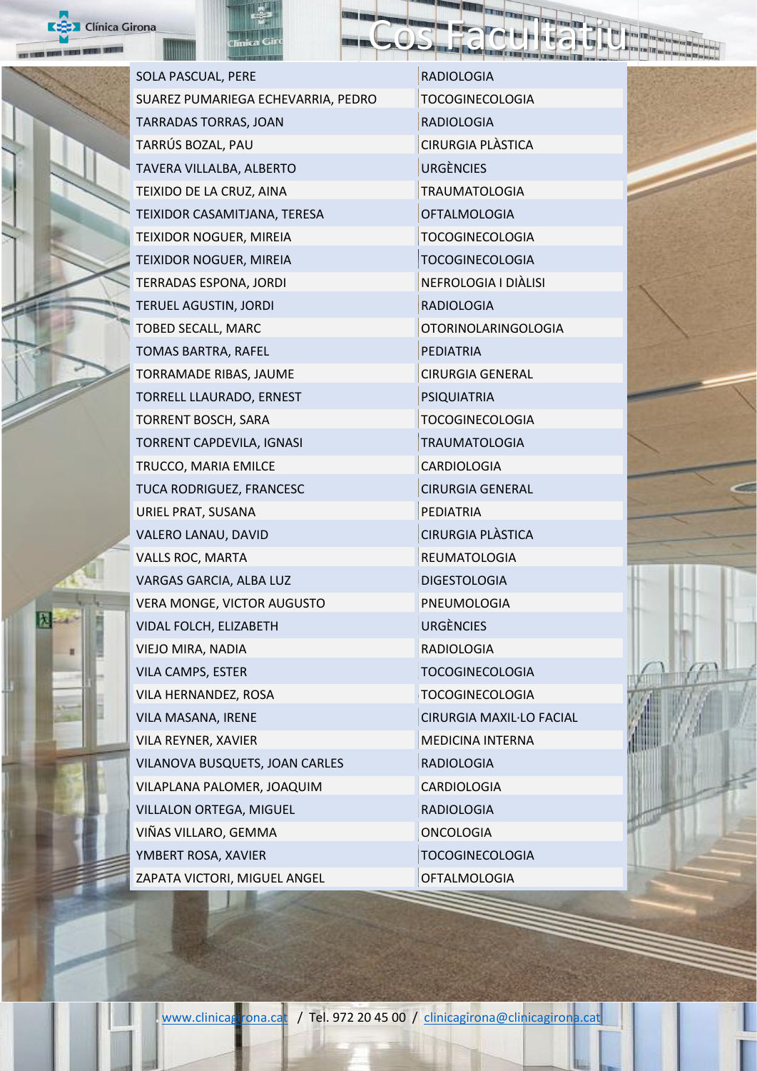# Cos Facultatiu

| | |
|---|---|
| SOLA PASCUAL, PERE | RADIOLOGIA |
| SUAREZ PUMARIEGA ECHEVARRIA, PEDRO | TOCOGINECOLOGIA |
| TARRADAS TORRAS, JOAN | RADIOLOGIA |
| TARRÚS BOZAL, PAU | CIRURGIA PLÀSTICA |
| TAVERA VILLALBA, ALBERTO | URGÈNCIES |
| TEIXIDO DE LA CRUZ, AINA | TRAUMATOLOGIA |
| TEIXIDOR CASAMITJANA, TERESA | OFTALMOLOGIA |
| TEIXIDOR NOGUER, MIREIA | TOCOGINECOLOGIA |
| TEIXIDOR NOGUER, MIREIA | TOCOGINECOLOGIA |
| TERRADAS ESPONA, JORDI | NEFROLOGIA I DIÀLISI |
| TERUEL AGUSTIN, JORDI | RADIOLOGIA |
| TOBED SECALL, MARC | OTORINOLARINGOLOGIA |
| TOMAS BARTRA, RAFEL | PEDIATRIA |
| TORRAMADE RIBAS, JAUME | CIRURGIA GENERAL |
| TORRELL LLAURADO, ERNEST | PSIQUIATRIA |
| TORRENT BOSCH, SARA | TOCOGINECOLOGIA |
| TORRENT CAPDEVILA, IGNASI | TRAUMATOLOGIA |
| TRUCCO, MARIA EMILCE | CARDIOLOGIA |
| TUCA RODRIGUEZ, FRANCESC | CIRURGIA GENERAL |
| URIEL PRAT, SUSANA | PEDIATRIA |
| VALERO LANAU, DAVID | CIRURGIA PLÀSTICA |
| VALLS ROC, MARTA | REUMATOLOGIA |
| VARGAS GARCIA, ALBA LUZ | DIGESTOLOGIA |
| VERA MONGE, VICTOR AUGUSTO | PNEUMOLOGIA |
| VIDAL FOLCH, ELIZABETH | URGÈNCIES |
| VIEJO MIRA, NADIA | RADIOLOGIA |
| VILA CAMPS, ESTER | TOCOGINECOLOGIA |
| VILA HERNANDEZ, ROSA | TOCOGINECOLOGIA |
| VILA MASANA, IRENE | CIRURGIA MAXIL·LO FACIAL |
| VILA REYNER, XAVIER | MEDICINA INTERNA |
| VILANOVA BUSQUETS, JOAN CARLES | RADIOLOGIA |
| VILAPLANA PALOMER, JOAQUIM | CARDIOLOGIA |
| VILLALON ORTEGA, MIGUEL | RADIOLOGIA |
| VIÑAS VILLARO, GEMMA | ONCOLOGIA |
| YMBERT ROSA, XAVIER | TOCOGINECOLOGIA |
| ZAPATA VICTORI, MIGUEL ANGEL | OFTALMOLOGIA |